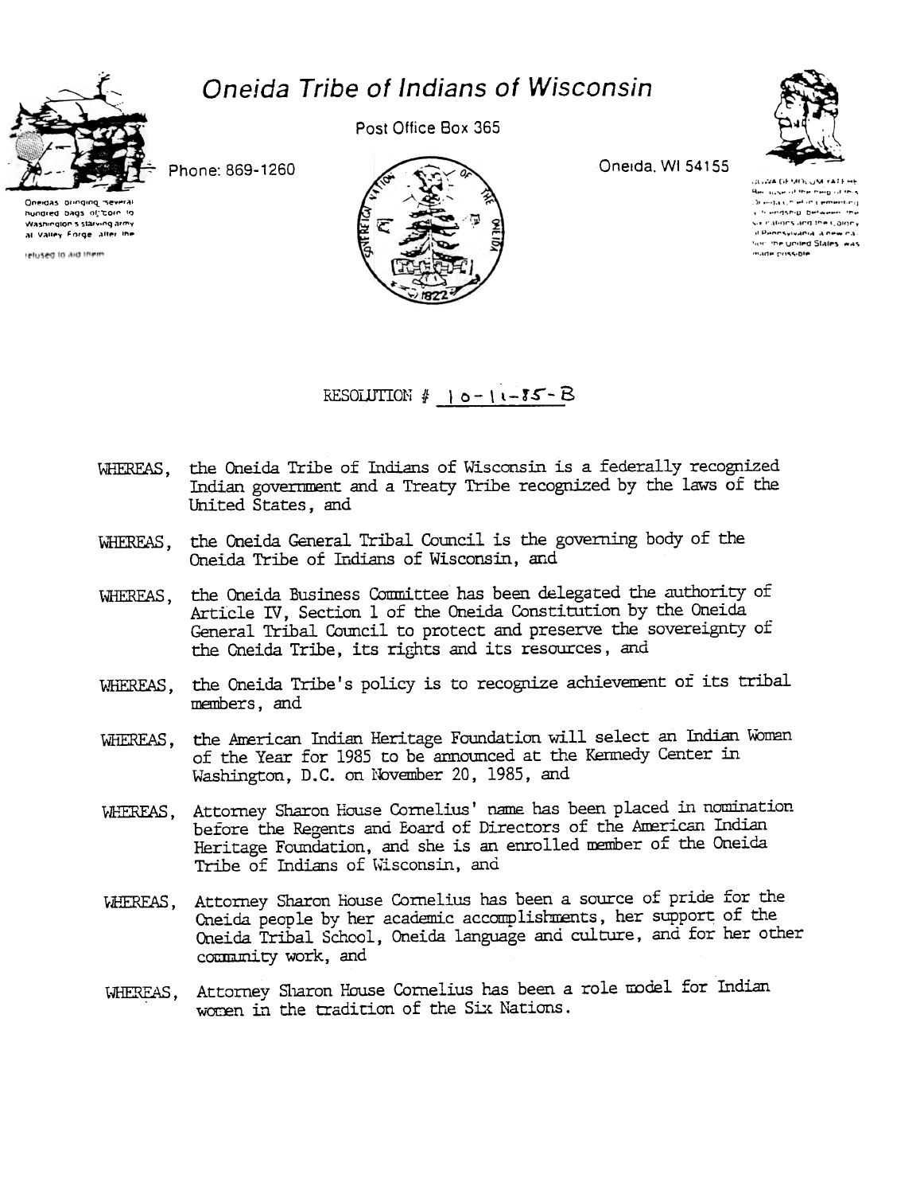# Oneida Tribe of Indians of Wisconsin

Post Office Box 365

Phone: 869-1260

Oneida, WI 54155

Oneidas bringing several hundred bags of corn to Washington's starving army at Valley Forge after the colonists had consistently refused to aid them

UGWA DEMOLUM YATEHE
Because of the help of this Oneida Chief in cementing a friendship between the six nations and the Colony of Pennsylvania, a new nation, the United States, was made possible

RESOLUTION # 10-11-85-B

WHEREAS, the Oneida Tribe of Indians of Wisconsin is a federally recognized Indian government and a Treaty Tribe recognized by the laws of the United States, and

WHEREAS, the Oneida General Tribal Council is the governing body of the Oneida Tribe of Indians of Wisconsin, and

WHEREAS, the Oneida Business Committee has been delegated the authority of Article IV, Section 1 of the Oneida Constitution by the Oneida General Tribal Council to protect and preserve the sovereignty of the Oneida Tribe, its rights and its resources, and

WHEREAS, the Oneida Tribe's policy is to recognize achievement of its tribal members, and

WHEREAS, the American Indian Heritage Foundation will select an Indian Woman of the Year for 1985 to be announced at the Kennedy Center in Washington, D.C. on November 20, 1985, and

WHEREAS, Attorney Sharon House Cornelius' name has been placed in nomination before the Regents and Board of Directors of the American Indian Heritage Foundation, and she is an enrolled member of the Oneida Tribe of Indians of Wisconsin, and

WHEREAS, Attorney Sharon House Cornelius has been a source of pride for the Oneida people by her academic accomplishments, her support of the Oneida Tribal School, Oneida language and culture, and for her other community work, and

WHEREAS, Attorney Sharon House Cornelius has been a role model for Indian women in the tradition of the Six Nations.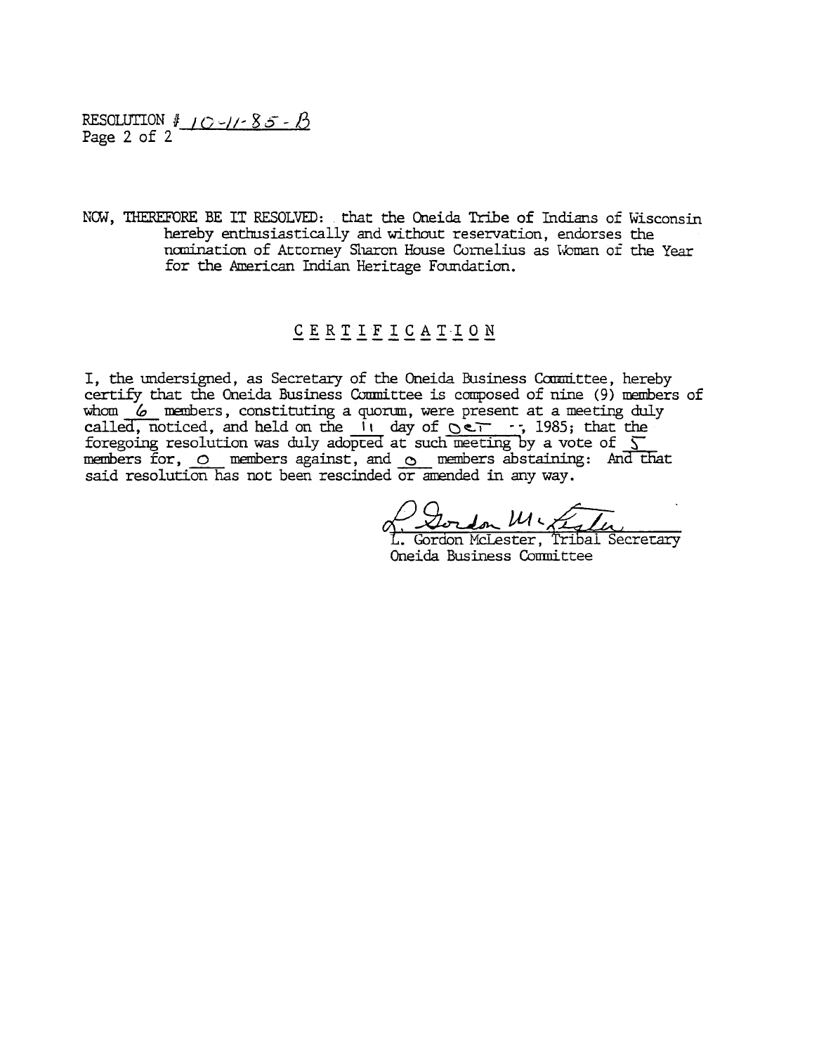RESOLUTION # 10-11-85-B

NOW, THEREFORE BE IT RESOLVED: that the Oneida Tribe of Indians of Wisconsin hereby enthusiastically and without reservation, endorses the nomination of Attorney Sharon House Cornelius as Woman of the Year for the American Indian Heritage Foundation.

## C E R T I F I C A T I O N

I, the undersigned, as Secretary of the Oneida Business Committee, hereby certify that the Oneida Business Committee is composed of nine (9) members of whom 6 members, constituting a quorum, were present at a meeting duly called, noticed, and held on the 11 day of Oct, 1985; that the foregoing resolution was duly adopted at such meeting by a vote of 5 members for, 0 members against, and 0 members abstaining: And that said resolution has not been rescinded or amended in any way.

L. Gordon McLester

L. Gordon McLester, Tribal Secretary
Oneida Business Committee